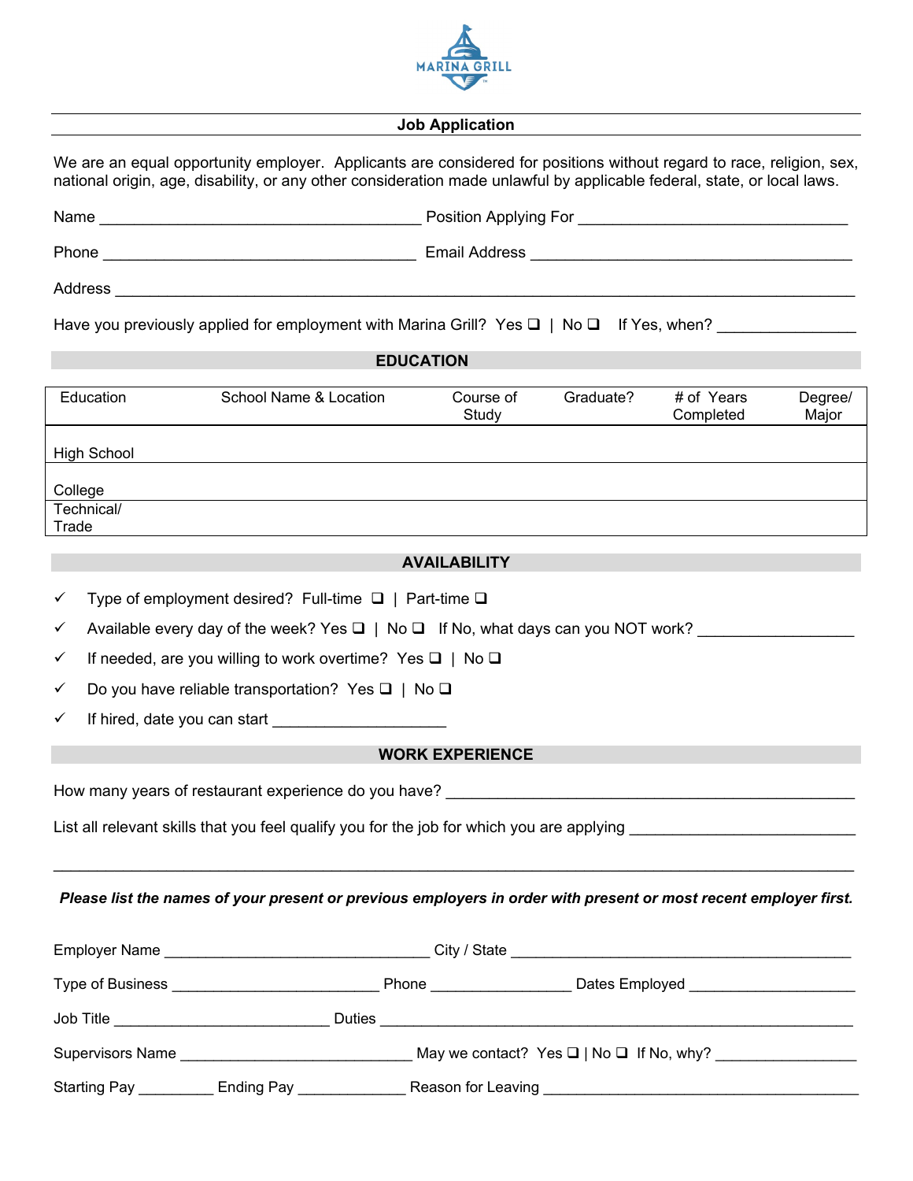MARINA GRILL

## Job Application

We are an equal opportunity employer. Applicants are considered for positions without regard to race, religion, sex, national origin, age, disability, or any other consideration made unlawful by applicable federal, state, or local laws.

Name ____________________________________ Position Applying For ______________________________

Phone ___________________________________ Email Address ____________________________________

Address __________________________________________________________________________________

Have you previously applied for employment with Marina Grill? Yes ❑ | No ❑ If Yes, when? _______________

## EDUCATION

| Education | School Name & Location | Course of Study | Graduate? | # of Years Completed | Degree/ Major |
|---|---|---|---|---|---|
| High School | | | | | |
| College | | | | | |
| Technical/ Trade | | | | | |

## AVAILABILITY

- ✓ Type of employment desired? Full-time ❑ | Part-time ❑
- ✓ Available every day of the week? Yes ❑ | No ❑ If No, what days can you NOT work? _________________
- ✓ If needed, are you willing to work overtime? Yes ❑ | No ❑
- ✓ Do you have reliable transportation? Yes ❑ | No ❑
- ✓ If hired, date you can start ___________________

## WORK EXPERIENCE

How many years of restaurant experience do you have? ___________________________________________

List all relevant skills that you feel qualify you for the job for which you are applying _______________________

__________________________________________________________________________________________

***Please list the names of your present or previous employers in order with present or most recent employer first.***

Employer Name ______________________________ City / State ________________________________________

Type of Business ________________________ Phone ________________ Dates Employed ___________________

Job Title _________________________ Duties _______________________________________________________

Supervisors Name ___________________________ May we contact? Yes ❑ | No ❑ If No, why? ________________

Starting Pay ________ Ending Pay ____________ Reason for Leaving _____________________________________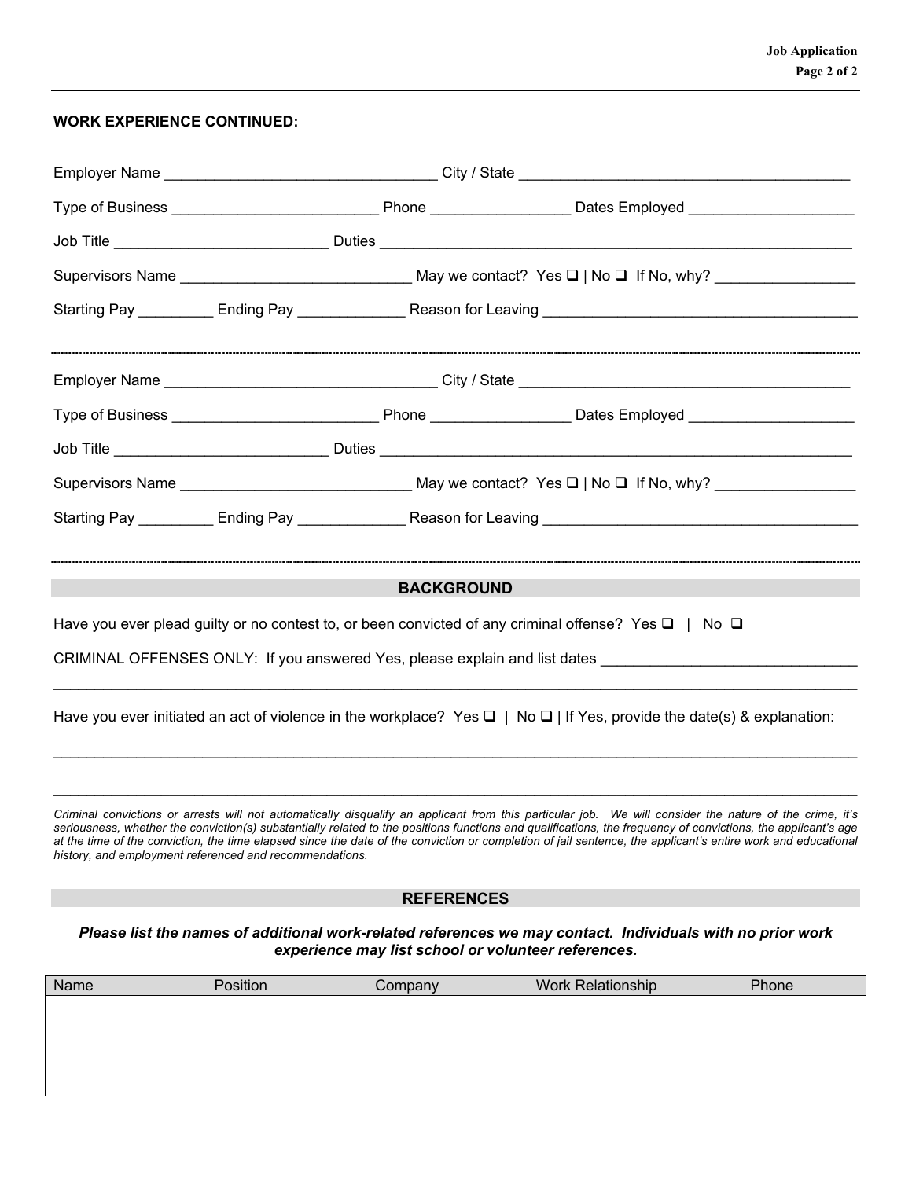**WORK EXPERIENCE CONTINUED:**

Employer Name ________________________________ City / State ________________________________________

Type of Business ________________________ Phone ________________ Dates Employed ___________________

Job Title _________________________ Duties ________________________________________________________

Supervisors Name ___________________________ May we contact? Yes ❑ | No ❑ If No, why? ________________

Starting Pay _________ Ending Pay _____________ Reason for Leaving ____________________________________

---

Employer Name ________________________________ City / State ________________________________________

Type of Business ________________________ Phone ________________ Dates Employed ___________________

Job Title _________________________ Duties ________________________________________________________

Supervisors Name ___________________________ May we contact? Yes ❑ | No ❑ If No, why? ________________

Starting Pay _________ Ending Pay _____________ Reason for Leaving ____________________________________

---

## BACKGROUND

Have you ever plead guilty or no contest to, or been convicted of any criminal offense? Yes ❑ | No ❑

CRIMINAL OFFENSES ONLY: If you answered Yes, please explain and list dates ______________________________

_____________________________________________________________________________________________

Have you ever initiated an act of violence in the workplace? Yes ❑ | No ❑ | If Yes, provide the date(s) & explanation:

_____________________________________________________________________________________________

_____________________________________________________________________________________________

*Criminal convictions or arrests will not automatically disqualify an applicant from this particular job. We will consider the nature of the crime, it's seriousness, whether the conviction(s) substantially related to the positions functions and qualifications, the frequency of convictions, the applicant's age at the time of the conviction, the time elapsed since the date of the conviction or completion of jail sentence, the applicant's entire work and educational history, and employment referenced and recommendations.*

## REFERENCES

***Please list the names of additional work-related references we may contact. Individuals with no prior work experience may list school or volunteer references.***

| Name | Position | Company | Work Relationship | Phone |
|---|---|---|---|---|
| | | | | |
| | | | | |
| | | | | |